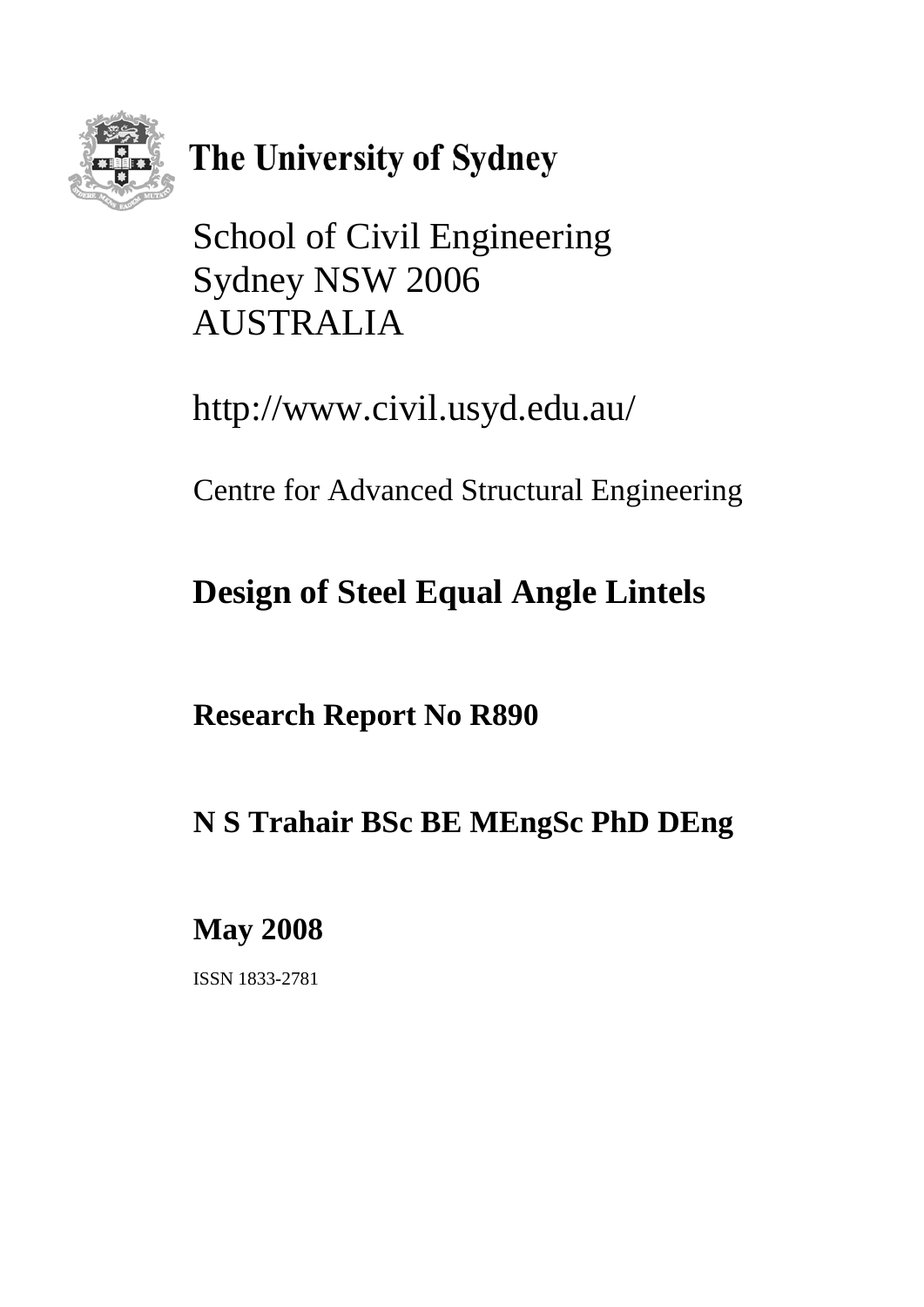**The University of Sydney**

School of Civil Engineering
Sydney NSW 2006
AUSTRALIA

http://www.civil.usyd.edu.au/

Centre for Advanced Structural Engineering

# Design of Steel Equal Angle Lintels

**Research Report No R890**

**N S Trahair BSc BE MEngSc PhD DEng**

**May 2008**

ISSN 1833-2781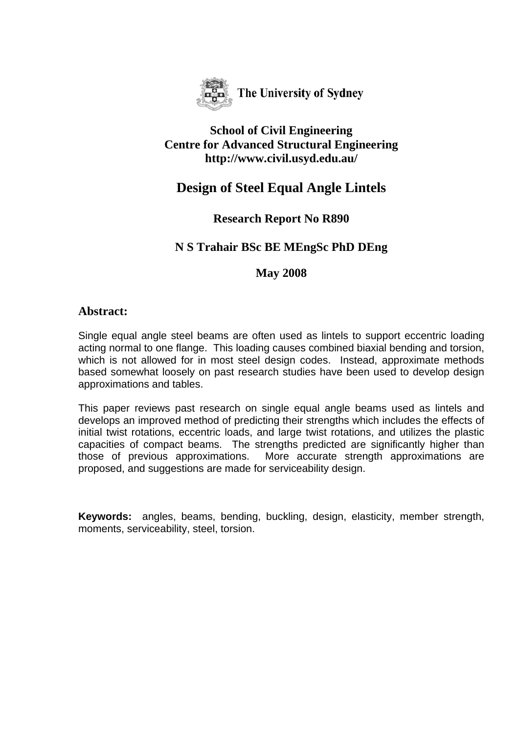The University of Sydney

**School of Civil Engineering**
**Centre for Advanced Structural Engineering**
**http://www.civil.usyd.edu.au/**

# Design of Steel Equal Angle Lintels

## Research Report No R890

**N S Trahair BSc BE MEngSc PhD DEng**

**May 2008**

## Abstract:

Single equal angle steel beams are often used as lintels to support eccentric loading acting normal to one flange. This loading causes combined biaxial bending and torsion, which is not allowed for in most steel design codes. Instead, approximate methods based somewhat loosely on past research studies have been used to develop design approximations and tables.

This paper reviews past research on single equal angle beams used as lintels and develops an improved method of predicting their strengths which includes the effects of initial twist rotations, eccentric loads, and large twist rotations, and utilizes the plastic capacities of compact beams. The strengths predicted are significantly higher than those of previous approximations. More accurate strength approximations are proposed, and suggestions are made for serviceability design.

**Keywords:** angles, beams, bending, buckling, design, elasticity, member strength, moments, serviceability, steel, torsion.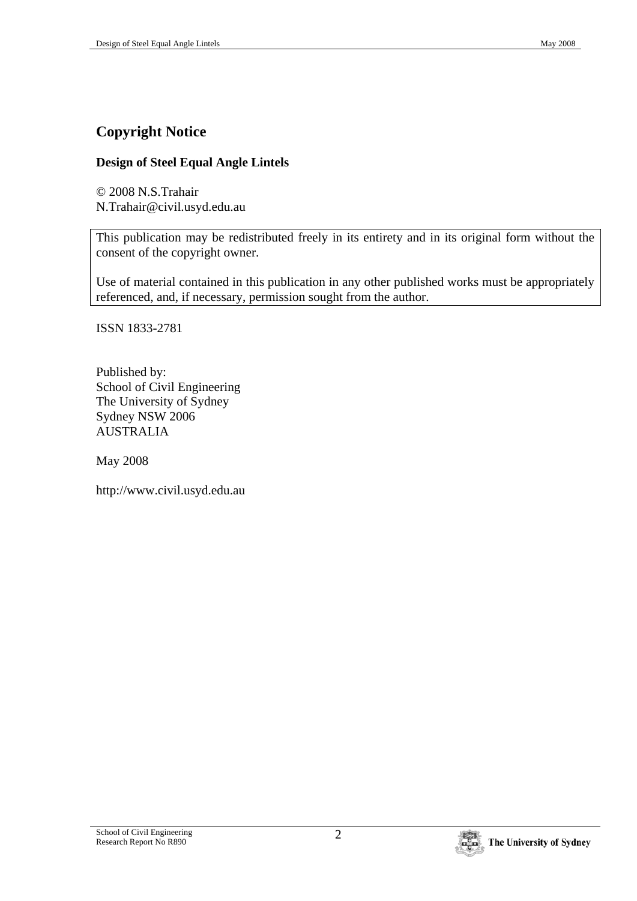# Copyright Notice

**Design of Steel Equal Angle Lintels**

© 2008 N.S.Trahair
N.Trahair@civil.usyd.edu.au

This publication may be redistributed freely in its entirety and in its original form without the consent of the copyright owner.

Use of material contained in this publication in any other published works must be appropriately referenced, and, if necessary, permission sought from the author.

ISSN 1833-2781

Published by:
School of Civil Engineering
The University of Sydney
Sydney NSW 2006
AUSTRALIA

May 2008

http://www.civil.usyd.edu.au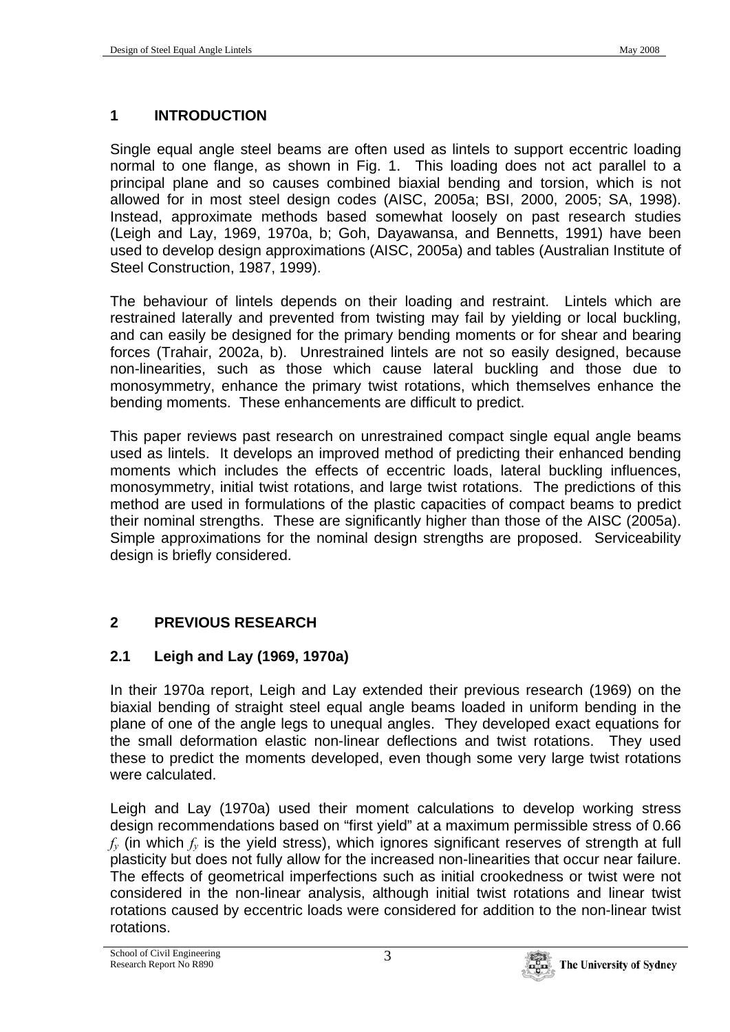# 1 INTRODUCTION

Single equal angle steel beams are often used as lintels to support eccentric loading normal to one flange, as shown in Fig. 1. This loading does not act parallel to a principal plane and so causes combined biaxial bending and torsion, which is not allowed for in most steel design codes (AISC, 2005a; BSI, 2000, 2005; SA, 1998). Instead, approximate methods based somewhat loosely on past research studies (Leigh and Lay, 1969, 1970a, b; Goh, Dayawansa, and Bennetts, 1991) have been used to develop design approximations (AISC, 2005a) and tables (Australian Institute of Steel Construction, 1987, 1999).

The behaviour of lintels depends on their loading and restraint. Lintels which are restrained laterally and prevented from twisting may fail by yielding or local buckling, and can easily be designed for the primary bending moments or for shear and bearing forces (Trahair, 2002a, b). Unrestrained lintels are not so easily designed, because non-linearities, such as those which cause lateral buckling and those due to monosymmetry, enhance the primary twist rotations, which themselves enhance the bending moments. These enhancements are difficult to predict.

This paper reviews past research on unrestrained compact single equal angle beams used as lintels. It develops an improved method of predicting their enhanced bending moments which includes the effects of eccentric loads, lateral buckling influences, monosymmetry, initial twist rotations, and large twist rotations. The predictions of this method are used in formulations of the plastic capacities of compact beams to predict their nominal strengths. These are significantly higher than those of the AISC (2005a). Simple approximations for the nominal design strengths are proposed. Serviceability design is briefly considered.

# 2 PREVIOUS RESEARCH

## 2.1 Leigh and Lay (1969, 1970a)

In their 1970a report, Leigh and Lay extended their previous research (1969) on the biaxial bending of straight steel equal angle beams loaded in uniform bending in the plane of one of the angle legs to unequal angles. They developed exact equations for the small deformation elastic non-linear deflections and twist rotations. They used these to predict the moments developed, even though some very large twist rotations were calculated.

Leigh and Lay (1970a) used their moment calculations to develop working stress design recommendations based on "first yield" at a maximum permissible stress of 0.66 $f_y$ (in which $f_y$ is the yield stress), which ignores significant reserves of strength at full plasticity but does not fully allow for the increased non-linearities that occur near failure. The effects of geometrical imperfections such as initial crookedness or twist were not considered in the non-linear analysis, although initial twist rotations and linear twist rotations caused by eccentric loads were considered for addition to the non-linear twist rotations.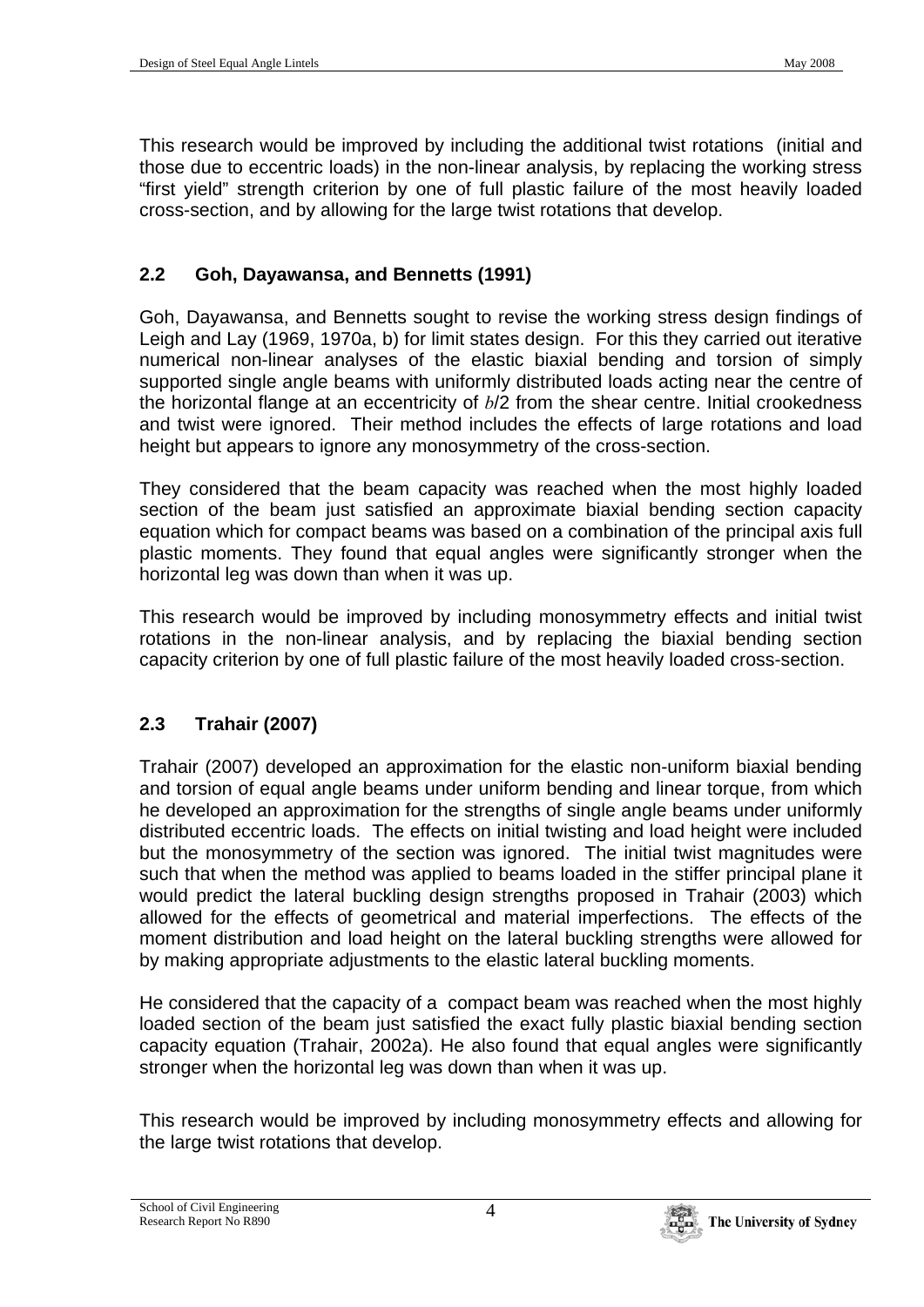This research would be improved by including the additional twist rotations (initial and those due to eccentric loads) in the non-linear analysis, by replacing the working stress "first yield" strength criterion by one of full plastic failure of the most heavily loaded cross-section, and by allowing for the large twist rotations that develop.

## 2.2 Goh, Dayawansa, and Bennetts (1991)

Goh, Dayawansa, and Bennetts sought to revise the working stress design findings of Leigh and Lay (1969, 1970a, b) for limit states design. For this they carried out iterative numerical non-linear analyses of the elastic biaxial bending and torsion of simply supported single angle beams with uniformly distributed loads acting near the centre of the horizontal flange at an eccentricity of $b/2$ from the shear centre. Initial crookedness and twist were ignored. Their method includes the effects of large rotations and load height but appears to ignore any monosymmetry of the cross-section.

They considered that the beam capacity was reached when the most highly loaded section of the beam just satisfied an approximate biaxial bending section capacity equation which for compact beams was based on a combination of the principal axis full plastic moments. They found that equal angles were significantly stronger when the horizontal leg was down than when it was up.

This research would be improved by including monosymmetry effects and initial twist rotations in the non-linear analysis, and by replacing the biaxial bending section capacity criterion by one of full plastic failure of the most heavily loaded cross-section.

## 2.3 Trahair (2007)

Trahair (2007) developed an approximation for the elastic non-uniform biaxial bending and torsion of equal angle beams under uniform bending and linear torque, from which he developed an approximation for the strengths of single angle beams under uniformly distributed eccentric loads. The effects on initial twisting and load height were included but the monosymmetry of the section was ignored. The initial twist magnitudes were such that when the method was applied to beams loaded in the stiffer principal plane it would predict the lateral buckling design strengths proposed in Trahair (2003) which allowed for the effects of geometrical and material imperfections. The effects of the moment distribution and load height on the lateral buckling strengths were allowed for by making appropriate adjustments to the elastic lateral buckling moments.

He considered that the capacity of a compact beam was reached when the most highly loaded section of the beam just satisfied the exact fully plastic biaxial bending section capacity equation (Trahair, 2002a). He also found that equal angles were significantly stronger when the horizontal leg was down than when it was up.

This research would be improved by including monosymmetry effects and allowing for the large twist rotations that develop.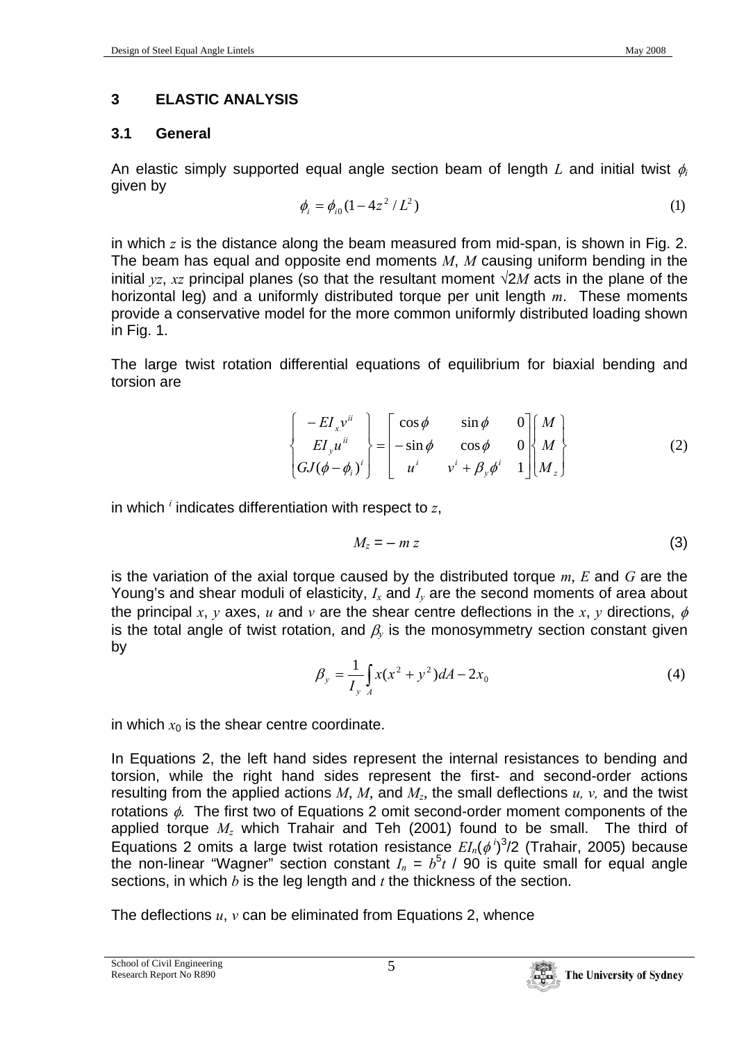## 3 ELASTIC ANALYSIS

### 3.1 General

An elastic simply supported equal angle section beam of length $L$ and initial twist $\phi_i$ given by

$$\phi_i = \phi_{i0}(1 - 4z^2 / L^2) \tag{1}$$

in which $z$ is the distance along the beam measured from mid-span, is shown in Fig. 2. The beam has equal and opposite end moments $M$, $M$ causing uniform bending in the initial $yz$, $xz$ principal planes (so that the resultant moment $\sqrt{2}M$ acts in the plane of the horizontal leg) and a uniformly distributed torque per unit length $m$. These moments provide a conservative model for the more common uniformly distributed loading shown in Fig. 1.

The large twist rotation differential equations of equilibrium for biaxial bending and torsion are

$$\begin{Bmatrix} -EI_x v^{ii} \\ EI_y u^{ii} \\ GJ(\phi - \phi_i)^i \end{Bmatrix} = \begin{bmatrix} \cos\phi & \sin\phi & 0 \\ -\sin\phi & \cos\phi & 0 \\ u^i & v^i + \beta_y \phi^i & 1 \end{bmatrix} \begin{Bmatrix} M \\ M \\ M_z \end{Bmatrix} \tag{2}$$

in which $^i$ indicates differentiation with respect to $z$,

$$M_z = -m\,z \tag{3}$$

is the variation of the axial torque caused by the distributed torque $m$, $E$ and $G$ are the Young's and shear moduli of elasticity, $I_x$ and $I_y$ are the second moments of area about the principal $x$, $y$ axes, $u$ and $v$ are the shear centre deflections in the $x$, $y$ directions, $\phi$ is the total angle of twist rotation, and $\beta_y$ is the monosymmetry section constant given by

$$\beta_y = \frac{1}{I_y}\int_A x(x^2 + y^2)\,dA - 2x_0 \tag{4}$$

in which $x_0$ is the shear centre coordinate.

In Equations 2, the left hand sides represent the internal resistances to bending and torsion, while the right hand sides represent the first- and second-order actions resulting from the applied actions $M$, $M$, and $M_z$, the small deflections $u$, $v$, and the twist rotations $\phi$. The first two of Equations 2 omit second-order moment components of the applied torque $M_z$ which Trahair and Teh (2001) found to be small. The third of Equations 2 omits a large twist rotation resistance $EI_n(\phi^i)^3/2$ (Trahair, 2005) because the non-linear "Wagner" section constant $I_n = b^5 t$ / 90 is quite small for equal angle sections, in which $b$ is the leg length and $t$ the thickness of the section.

The deflections $u$, $v$ can be eliminated from Equations 2, whence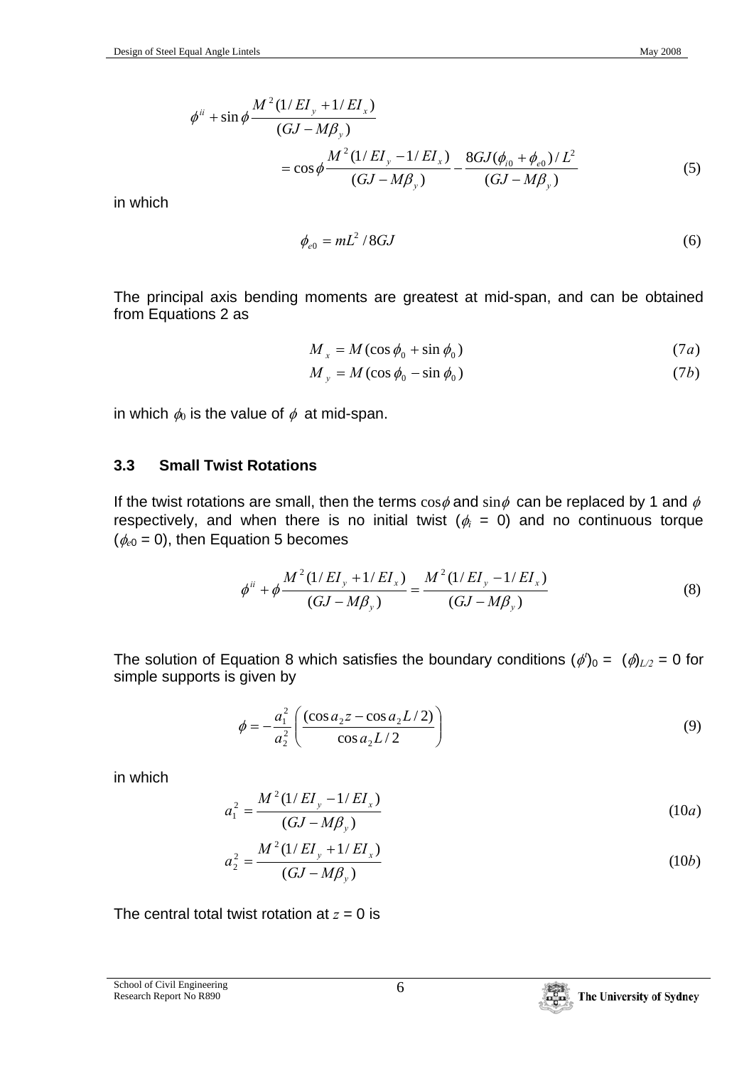$$\phi^{ii} + \sin\phi \frac{M^2(1/EI_y + 1/EI_x)}{(GJ - M\beta_y)} = \cos\phi \frac{M^2(1/EI_y - 1/EI_x)}{(GJ - M\beta_y)} - \frac{8GJ(\phi_{i0} + \phi_{e0})/L^2}{(GJ - M\beta_y)} \tag{5}$$

in which

$$\phi_{e0} = mL^2/8GJ \tag{6}$$

The principal axis bending moments are greatest at mid-span, and can be obtained from Equations 2 as

$$M_x = M(\cos\phi_0 + \sin\phi_0) \tag{7a}$$

$$M_y = M(\cos\phi_0 - \sin\phi_0) \tag{7b}$$

in which $\phi_0$ is the value of $\phi$ at mid-span.

### 3.3 Small Twist Rotations

If the twist rotations are small, then the terms $\cos\phi$ and $\sin\phi$ can be replaced by 1 and $\phi$ respectively, and when there is no initial twist ($\phi_i = 0$) and no continuous torque ($\phi_{e0} = 0$), then Equation 5 becomes

$$\phi^{ii} + \phi \frac{M^2(1/EI_y + 1/EI_x)}{(GJ - M\beta_y)} = \frac{M^2(1/EI_y - 1/EI_x)}{(GJ - M\beta_y)} \tag{8}$$

The solution of Equation 8 which satisfies the boundary conditions $(\phi^i)_0 = (\phi)_{L/2} = 0$ for simple supports is given by

$$\phi = -\frac{a_1^2}{a_2^2}\left(\frac{(\cos a_2 z - \cos a_2 L/2)}{\cos a_2 L/2}\right) \tag{9}$$

in which

$$a_1^2 = \frac{M^2(1/EI_y - 1/EI_x)}{(GJ - M\beta_y)} \tag{10a}$$

$$a_2^2 = \frac{M^2(1/EI_y + 1/EI_x)}{(GJ - M\beta_y)} \tag{10b}$$

The central total twist rotation at $z = 0$ is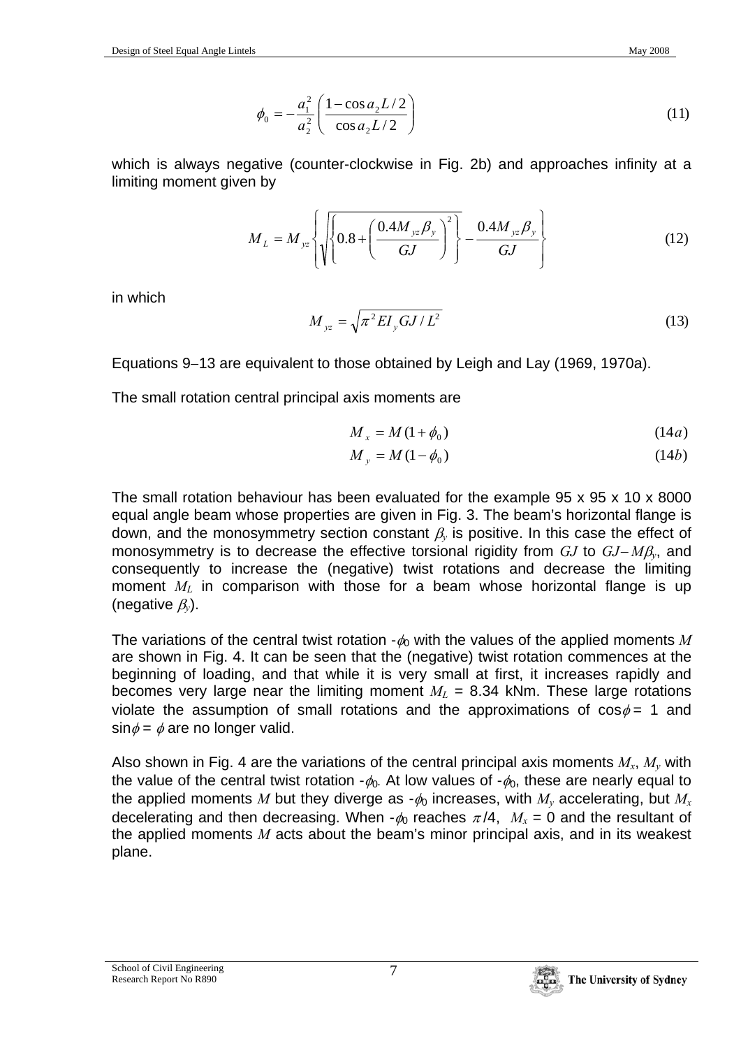$$\phi_0 = -\frac{a_1^2}{a_2^2}\left(\frac{1-\cos a_2 L/2}{\cos a_2 L/2}\right) \tag{11}$$

which is always negative (counter-clockwise in Fig. 2b) and approaches infinity at a limiting moment given by

$$M_L = M_{yz}\left\{\sqrt{\left\{0.8+\left(\frac{0.4M_{yz}\beta_y}{GJ}\right)^2\right\}} - \frac{0.4M_{yz}\beta_y}{GJ}\right\} \tag{12}$$

in which

$$M_{yz} = \sqrt{\pi^2 EI_y GJ / L^2} \tag{13}$$

Equations 9–13 are equivalent to those obtained by Leigh and Lay (1969, 1970a).

The small rotation central principal axis moments are

$$M_x = M(1+\phi_0) \tag{14a}$$

$$M_y = M(1-\phi_0) \tag{14b}$$

The small rotation behaviour has been evaluated for the example 95 x 95 x 10 x 8000 equal angle beam whose properties are given in Fig. 3. The beam's horizontal flange is down, and the monosymmetry section constant $\beta_y$ is positive. In this case the effect of monosymmetry is to decrease the effective torsional rigidity from $GJ$ to $GJ - M\beta_y$, and consequently to increase the (negative) twist rotations and decrease the limiting moment $M_L$ in comparison with those for a beam whose horizontal flange is up (negative $\beta_y$).

The variations of the central twist rotation $-\phi_0$ with the values of the applied moments $M$ are shown in Fig. 4. It can be seen that the (negative) twist rotation commences at the beginning of loading, and that while it is very small at first, it increases rapidly and becomes very large near the limiting moment $M_L$ = 8.34 kNm. These large rotations violate the assumption of small rotations and the approximations of $\cos\phi = 1$ and $\sin\phi = \phi$ are no longer valid.

Also shown in Fig. 4 are the variations of the central principal axis moments $M_x$, $M_y$ with the value of the central twist rotation $-\phi_0$. At low values of $-\phi_0$, these are nearly equal to the applied moments $M$ but they diverge as $-\phi_0$ increases, with $M_y$ accelerating, but $M_x$ decelerating and then decreasing. When $-\phi_0$ reaches $\pi/4$, $M_x = 0$ and the resultant of the applied moments $M$ acts about the beam's minor principal axis, and in its weakest plane.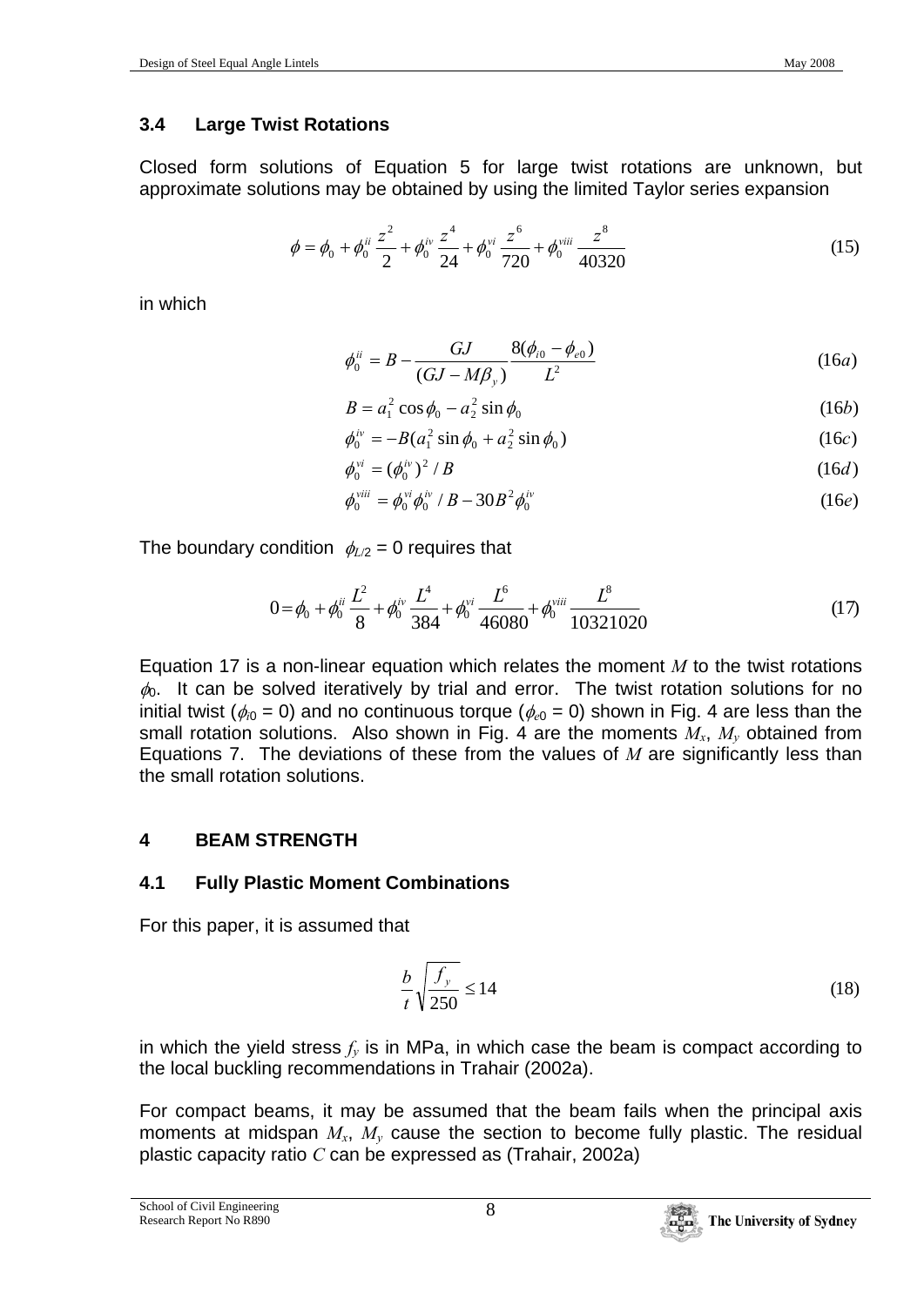### 3.4 Large Twist Rotations

Closed form solutions of Equation 5 for large twist rotations are unknown, but approximate solutions may be obtained by using the limited Taylor series expansion

$$\phi = \phi_0 + \phi_0^{ii} \frac{z^2}{2} + \phi_0^{iv} \frac{z^4}{24} + \phi_0^{vi} \frac{z^6}{720} + \phi_0^{viii} \frac{z^8}{40320} \tag{15}$$

in which

$$\phi_0^{ii} = B - \frac{GJ}{(GJ - M\beta_y)} \frac{8(\phi_{i0} - \phi_{e0})}{L^2} \tag{16a}$$

$$B = a_1^2 \cos\phi_0 - a_2^2 \sin\phi_0 \tag{16b}$$

$$\phi_0^{iv} = -B(a_1^2 \sin\phi_0 + a_2^2 \sin\phi_0) \tag{16c}$$

$$\phi_0^{vi} = (\phi_0^{iv})^2 / B \tag{16d}$$

$$\phi_0^{viii} = \phi_0^{vi}\phi_0^{iv} / B - 30B^2\phi_0^{iv} \tag{16e}$$

The boundary condition $\phi_{L/2} = 0$ requires that

$$0 = \phi_0 + \phi_0^{ii} \frac{L^2}{8} + \phi_0^{iv} \frac{L^4}{384} + \phi_0^{vi} \frac{L^6}{46080} + \phi_0^{viii} \frac{L^8}{10321020} \tag{17}$$

Equation 17 is a non-linear equation which relates the moment $M$ to the twist rotations $\phi_0$. It can be solved iteratively by trial and error. The twist rotation solutions for no initial twist ($\phi_{i0} = 0$) and no continuous torque ($\phi_{e0} = 0$) shown in Fig. 4 are less than the small rotation solutions. Also shown in Fig. 4 are the moments $M_x$, $M_y$ obtained from Equations 7. The deviations of these from the values of $M$ are significantly less than the small rotation solutions.

## 4 BEAM STRENGTH

### 4.1 Fully Plastic Moment Combinations

For this paper, it is assumed that

$$\frac{b}{t}\sqrt{\frac{f_y}{250}} \leq 14 \tag{18}$$

in which the yield stress $f_y$ is in MPa, in which case the beam is compact according to the local buckling recommendations in Trahair (2002a).

For compact beams, it may be assumed that the beam fails when the principal axis moments at midspan $M_x$, $M_y$ cause the section to become fully plastic. The residual plastic capacity ratio $C$ can be expressed as (Trahair, 2002a)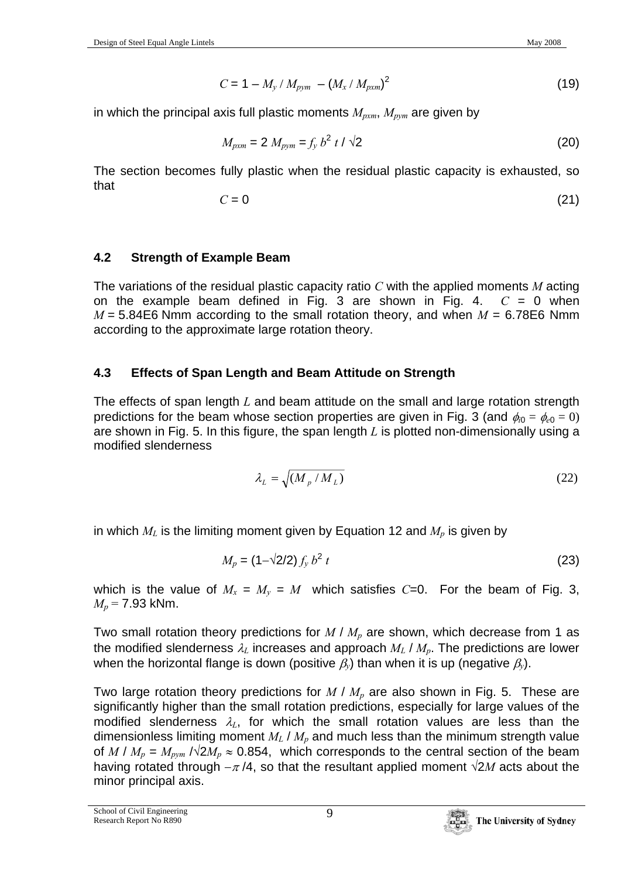$$C = 1 - M_y / M_{pym} - (M_x / M_{pxm})^2 \tag{19}$$

in which the principal axis full plastic moments $M_{pxm}$, $M_{pym}$ are given by

$$M_{pxm} = 2\, M_{pym} = f_y\, b^2\, t \,/\, \sqrt{2} \tag{20}$$

The section becomes fully plastic when the residual plastic capacity is exhausted, so that

$$C = 0 \tag{21}$$

### 4.2 Strength of Example Beam

The variations of the residual plastic capacity ratio $C$ with the applied moments $M$ acting on the example beam defined in Fig. 3 are shown in Fig. 4. $C = 0$ when $M = 5.84\text{E}6$ Nmm according to the small rotation theory, and when $M = 6.78\text{E}6$ Nmm according to the approximate large rotation theory.

### 4.3 Effects of Span Length and Beam Attitude on Strength

The effects of span length $L$ and beam attitude on the small and large rotation strength predictions for the beam whose section properties are given in Fig. 3 (and $\phi_{i0} = \phi_{e0} = 0$) are shown in Fig. 5. In this figure, the span length $L$ is plotted non-dimensionally using a modified slenderness

$$\lambda_L = \sqrt{(M_p / M_L)} \tag{22}$$

in which $M_L$ is the limiting moment given by Equation 12 and $M_p$ is given by

$$M_p = (1 - \sqrt{2}/2)\, f_y\, b^2\, t \tag{23}$$

which is the value of $M_x = M_y = M$ which satisfies $C$=0. For the beam of Fig. 3, $M_p =$ 7.93 kNm.

Two small rotation theory predictions for $M / M_p$ are shown, which decrease from 1 as the modified slenderness $\lambda_L$ increases and approach $M_L / M_p$. The predictions are lower when the horizontal flange is down (positive $\beta_y$) than when it is up (negative $\beta_y$).

Two large rotation theory predictions for $M / M_p$ are also shown in Fig. 5. These are significantly higher than the small rotation predictions, especially for large values of the modified slenderness $\lambda_L$, for which the small rotation values are less than the dimensionless limiting moment $M_L / M_p$ and much less than the minimum strength value of $M / M_p = M_{pym} / \sqrt{2} M_p \approx 0.854$, which corresponds to the central section of the beam having rotated through $-\pi/4$, so that the resultant applied moment $\sqrt{2}M$ acts about the minor principal axis.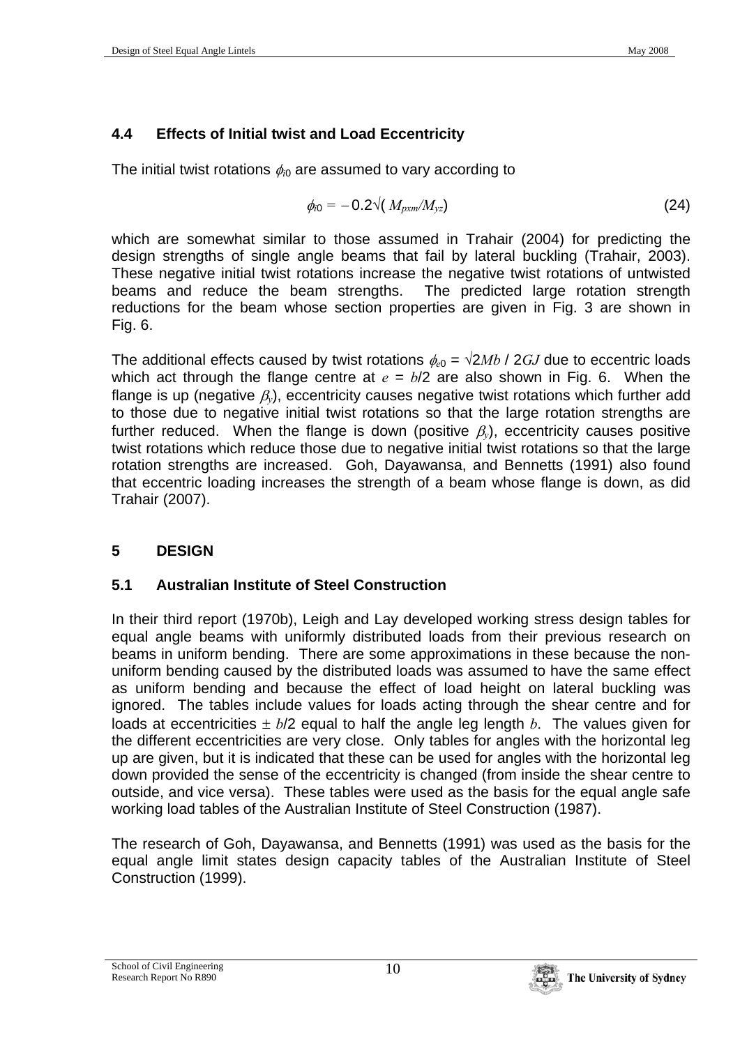### 4.4 Effects of Initial twist and Load Eccentricity

The initial twist rotations $\phi_{i0}$ are assumed to vary according to

$$\phi_{i0} = -0.2\sqrt{(M_{pxm}/M_{yz})} \tag{24}$$

which are somewhat similar to those assumed in Trahair (2004) for predicting the design strengths of single angle beams that fail by lateral buckling (Trahair, 2003). These negative initial twist rotations increase the negative twist rotations of untwisted beams and reduce the beam strengths. The predicted large rotation strength reductions for the beam whose section properties are given in Fig. 3 are shown in Fig. 6.

The additional effects caused by twist rotations $\phi_{e0} = \sqrt{2}Mb / 2GJ$ due to eccentric loads which act through the flange centre at $e = b/2$ are also shown in Fig. 6. When the flange is up (negative $\beta_y$), eccentricity causes negative twist rotations which further add to those due to negative initial twist rotations so that the large rotation strengths are further reduced. When the flange is down (positive $\beta_y$), eccentricity causes positive twist rotations which reduce those due to negative initial twist rotations so that the large rotation strengths are increased. Goh, Dayawansa, and Bennetts (1991) also found that eccentric loading increases the strength of a beam whose flange is down, as did Trahair (2007).

## 5 DESIGN

### 5.1 Australian Institute of Steel Construction

In their third report (1970b), Leigh and Lay developed working stress design tables for equal angle beams with uniformly distributed loads from their previous research on beams in uniform bending. There are some approximations in these because the non-uniform bending caused by the distributed loads was assumed to have the same effect as uniform bending and because the effect of load height on lateral buckling was ignored. The tables include values for loads acting through the shear centre and for loads at eccentricities $\pm b/2$ equal to half the angle leg length $b$. The values given for the different eccentricities are very close. Only tables for angles with the horizontal leg up are given, but it is indicated that these can be used for angles with the horizontal leg down provided the sense of the eccentricity is changed (from inside the shear centre to outside, and vice versa). These tables were used as the basis for the equal angle safe working load tables of the Australian Institute of Steel Construction (1987).

The research of Goh, Dayawansa, and Bennetts (1991) was used as the basis for the equal angle limit states design capacity tables of the Australian Institute of Steel Construction (1999).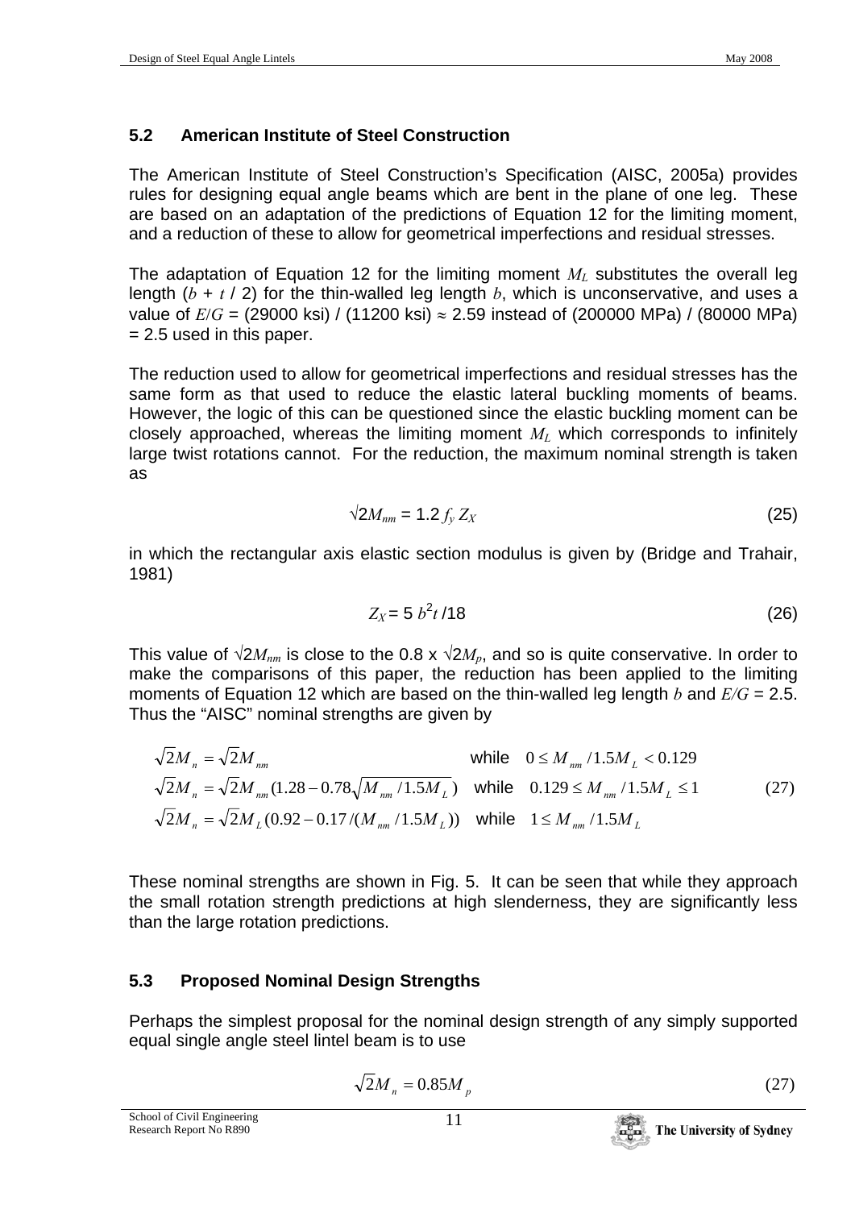## 5.2 American Institute of Steel Construction

The American Institute of Steel Construction's Specification (AISC, 2005a) provides rules for designing equal angle beams which are bent in the plane of one leg. These are based on an adaptation of the predictions of Equation 12 for the limiting moment, and a reduction of these to allow for geometrical imperfections and residual stresses.

The adaptation of Equation 12 for the limiting moment $M_L$ substitutes the overall leg length ($b$ + $t$ / 2) for the thin-walled leg length $b$, which is unconservative, and uses a value of $E/G$ = (29000 ksi) / (11200 ksi) ≈ 2.59 instead of (200000 MPa) / (80000 MPa) = 2.5 used in this paper.

The reduction used to allow for geometrical imperfections and residual stresses has the same form as that used to reduce the elastic lateral buckling moments of beams. However, the logic of this can be questioned since the elastic buckling moment can be closely approached, whereas the limiting moment $M_L$ which corresponds to infinitely large twist rotations cannot. For the reduction, the maximum nominal strength is taken as

$$\sqrt{2}M_{nm} = 1.2\, f_y\, Z_X \tag{25}$$

in which the rectangular axis elastic section modulus is given by (Bridge and Trahair, 1981)

$$Z_X = 5\, b^2 t\, /18 \tag{26}$$

This value of $\sqrt{2}M_{nm}$ is close to the 0.8 x $\sqrt{2}M_p$, and so is quite conservative. In order to make the comparisons of this paper, the reduction has been applied to the limiting moments of Equation 12 which are based on the thin-walled leg length $b$ and $E/G$ = 2.5. Thus the "AISC" nominal strengths are given by

$$\begin{aligned}
\sqrt{2}M_n &= \sqrt{2}M_{nm} && \text{while} \quad 0 \le M_{nm}/1.5M_L < 0.129 \\
\sqrt{2}M_n &= \sqrt{2}M_{nm}(1.28 - 0.78\sqrt{M_{nm}/1.5M_L}) && \text{while} \quad 0.129 \le M_{nm}/1.5M_L \le 1 \\
\sqrt{2}M_n &= \sqrt{2}M_L(0.92 - 0.17/(M_{nm}/1.5M_L)) && \text{while} \quad 1 \le M_{nm}/1.5M_L
\end{aligned} \tag{27}$$

These nominal strengths are shown in Fig. 5. It can be seen that while they approach the small rotation strength predictions at high slenderness, they are significantly less than the large rotation predictions.

## 5.3 Proposed Nominal Design Strengths

Perhaps the simplest proposal for the nominal design strength of any simply supported equal single angle steel lintel beam is to use

$$\sqrt{2}M_n = 0.85M_p \tag{27}$$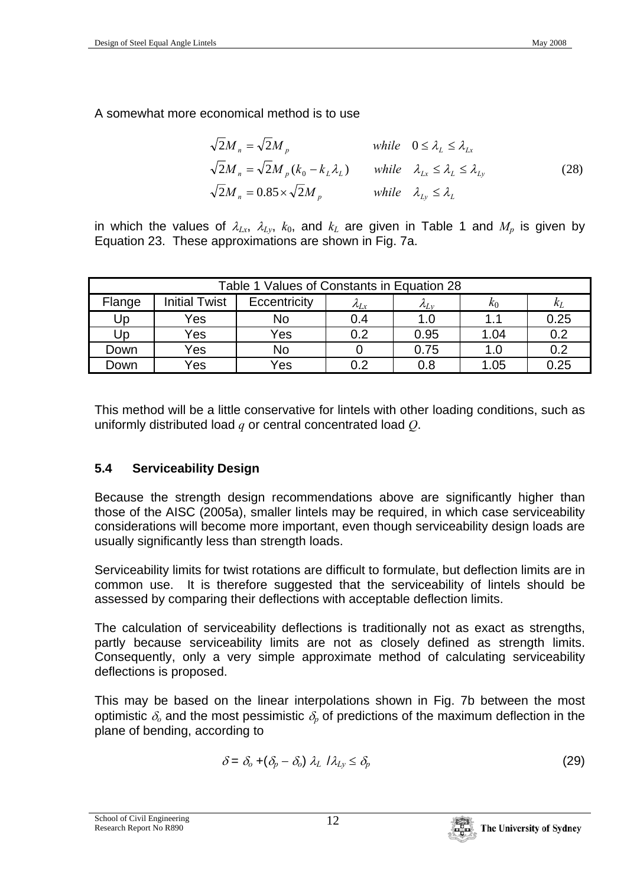A somewhat more economical method is to use

$$
\begin{aligned}
\sqrt{2}M_n &= \sqrt{2}M_p & & while \quad 0 \le \lambda_L \le \lambda_{Lx} \\
\sqrt{2}M_n &= \sqrt{2}M_p(k_0 - k_L \lambda_L) & & while \quad \lambda_{Lx} \le \lambda_L \le \lambda_{Ly} \\
\sqrt{2}M_n &= 0.85 \times \sqrt{2}M_p & & while \quad \lambda_{Ly} \le \lambda_L
\end{aligned}
\tag{28}
$$

in which the values of $\lambda_{Lx}$, $\lambda_{Ly}$, $k_0$, and $k_L$ are given in Table 1 and $M_p$ is given by Equation 23. These approximations are shown in Fig. 7a.

Table 1 Values of Constants in Equation 28

| Flange | Initial Twist | Eccentricity | $\lambda_{Lx}$ | $\lambda_{Ly}$ | $k_0$ | $k_L$ |
|---|---|---|---|---|---|---|
| Up | Yes | No | 0.4 | 1.0 | 1.1 | 0.25 |
| Up | Yes | Yes | 0.2 | 0.95 | 1.04 | 0.2 |
| Down | Yes | No | 0 | 0.75 | 1.0 | 0.2 |
| Down | Yes | Yes | 0.2 | 0.8 | 1.05 | 0.25 |

This method will be a little conservative for lintels with other loading conditions, such as uniformly distributed load $q$ or central concentrated load $Q$.

### 5.4 Serviceability Design

Because the strength design recommendations above are significantly higher than those of the AISC (2005a), smaller lintels may be required, in which case serviceability considerations will become more important, even though serviceability design loads are usually significantly less than strength loads.

Serviceability limits for twist rotations are difficult to formulate, but deflection limits are in common use. It is therefore suggested that the serviceability of lintels should be assessed by comparing their deflections with acceptable deflection limits.

The calculation of serviceability deflections is traditionally not as exact as strengths, partly because serviceability limits are not as closely defined as strength limits. Consequently, only a very simple approximate method of calculating serviceability deflections is proposed.

This may be based on the linear interpolations shown in Fig. 7b between the most optimistic $\delta_o$ and the most pessimistic $\delta_p$ of predictions of the maximum deflection in the plane of bending, according to

$$
\delta = \delta_o + (\delta_p - \delta_o)\, \lambda_L / \lambda_{Ly} \le \delta_p \tag{29}
$$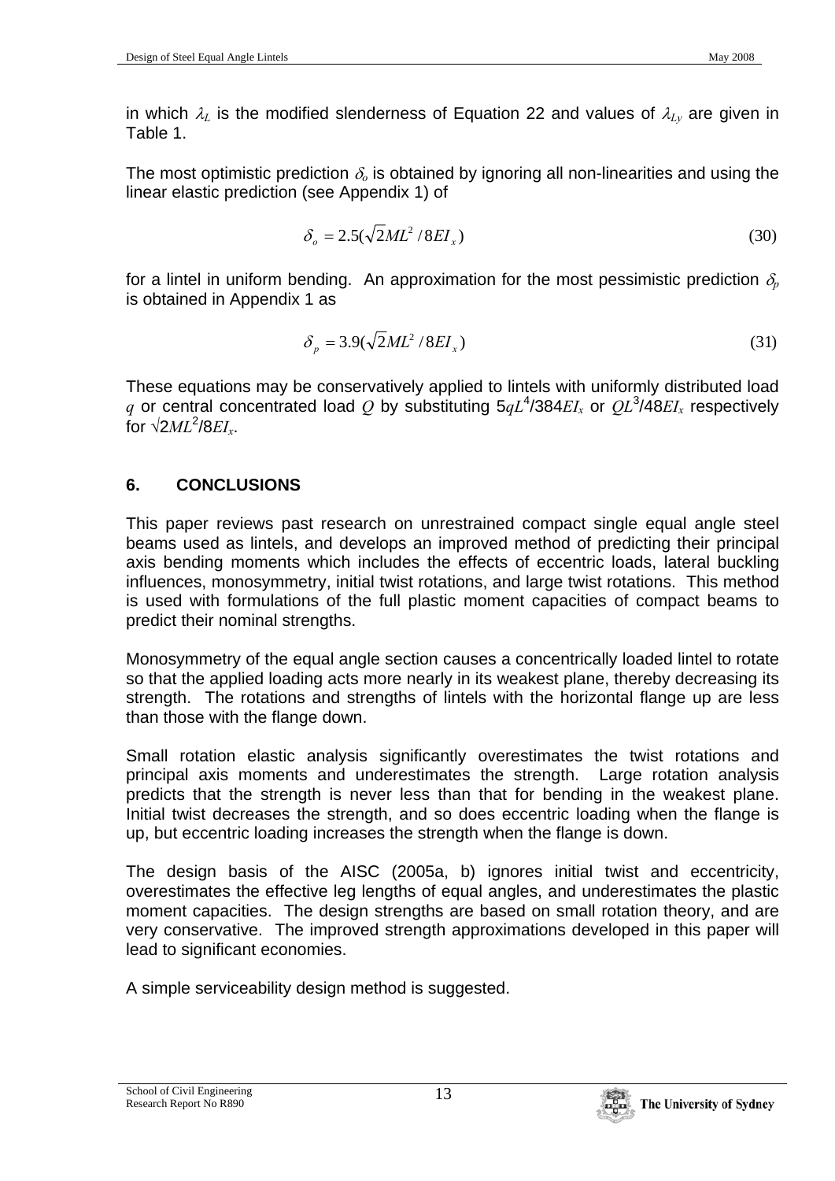in which $\lambda_L$ is the modified slenderness of Equation 22 and values of $\lambda_{Ly}$ are given in Table 1.

The most optimistic prediction $\delta_o$ is obtained by ignoring all non-linearities and using the linear elastic prediction (see Appendix 1) of

$$\delta_o = 2.5(\sqrt{2}ML^2 / 8EI_x) \tag{30}$$

for a lintel in uniform bending. An approximation for the most pessimistic prediction $\delta_p$ is obtained in Appendix 1 as

$$\delta_p = 3.9(\sqrt{2}ML^2 / 8EI_x) \tag{31}$$

These equations may be conservatively applied to lintels with uniformly distributed load $q$ or central concentrated load $Q$ by substituting $5qL^4/384EI_x$ or $QL^3/48EI_x$ respectively for $\sqrt{2}ML^2/8EI_x$.

## 6. CONCLUSIONS

This paper reviews past research on unrestrained compact single equal angle steel beams used as lintels, and develops an improved method of predicting their principal axis bending moments which includes the effects of eccentric loads, lateral buckling influences, monosymmetry, initial twist rotations, and large twist rotations. This method is used with formulations of the full plastic moment capacities of compact beams to predict their nominal strengths.

Monosymmetry of the equal angle section causes a concentrically loaded lintel to rotate so that the applied loading acts more nearly in its weakest plane, thereby decreasing its strength. The rotations and strengths of lintels with the horizontal flange up are less than those with the flange down.

Small rotation elastic analysis significantly overestimates the twist rotations and principal axis moments and underestimates the strength. Large rotation analysis predicts that the strength is never less than that for bending in the weakest plane. Initial twist decreases the strength, and so does eccentric loading when the flange is up, but eccentric loading increases the strength when the flange is down.

The design basis of the AISC (2005a, b) ignores initial twist and eccentricity, overestimates the effective leg lengths of equal angles, and underestimates the plastic moment capacities. The design strengths are based on small rotation theory, and are very conservative. The improved strength approximations developed in this paper will lead to significant economies.

A simple serviceability design method is suggested.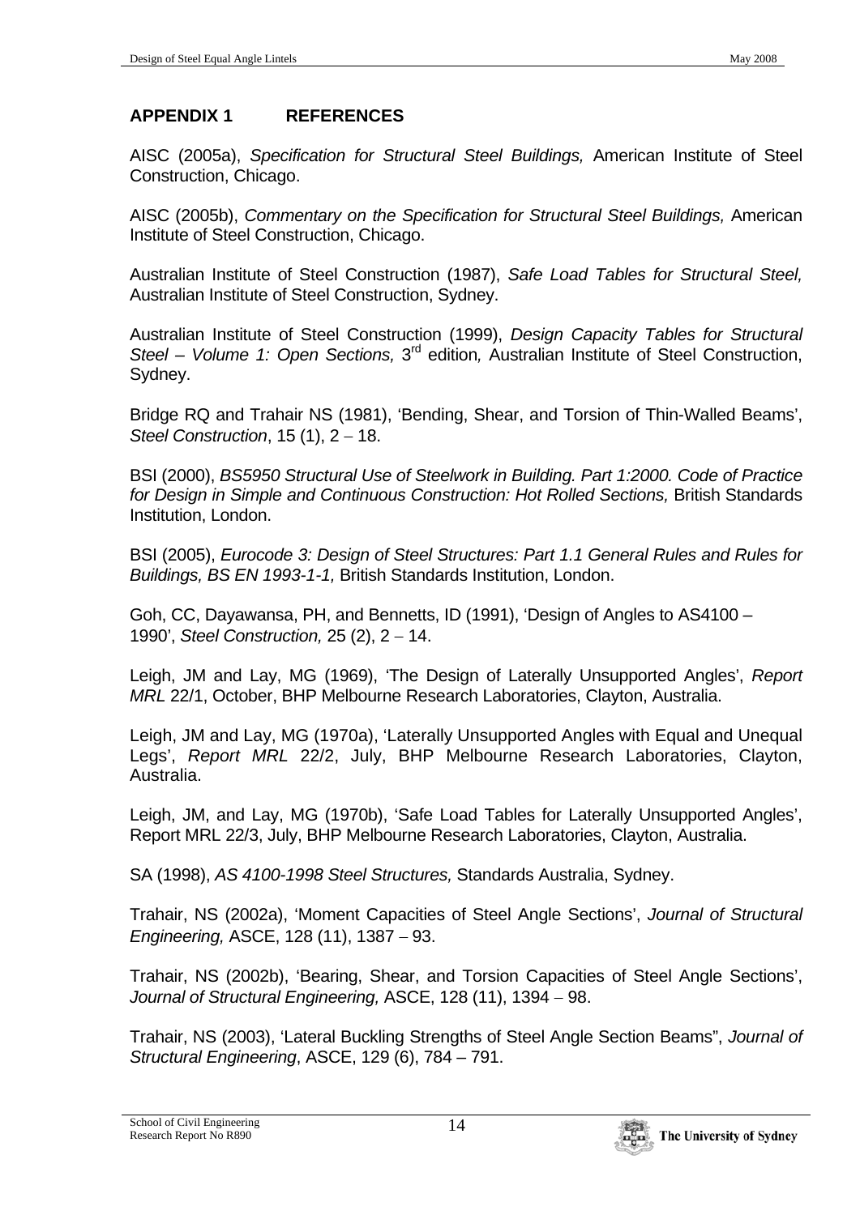## APPENDIX 1 REFERENCES

AISC (2005a), *Specification for Structural Steel Buildings,* American Institute of Steel Construction, Chicago.

AISC (2005b), *Commentary on the Specification for Structural Steel Buildings,* American Institute of Steel Construction, Chicago.

Australian Institute of Steel Construction (1987), *Safe Load Tables for Structural Steel,* Australian Institute of Steel Construction, Sydney.

Australian Institute of Steel Construction (1999), *Design Capacity Tables for Structural Steel – Volume 1: Open Sections,* 3rd edition*,* Australian Institute of Steel Construction, Sydney.

Bridge RQ and Trahair NS (1981), 'Bending, Shear, and Torsion of Thin-Walled Beams', *Steel Construction*, 15 (1), 2 – 18.

BSI (2000), *BS5950 Structural Use of Steelwork in Building. Part 1:2000. Code of Practice for Design in Simple and Continuous Construction: Hot Rolled Sections,* British Standards Institution, London.

BSI (2005), *Eurocode 3: Design of Steel Structures: Part 1.1 General Rules and Rules for Buildings, BS EN 1993-1-1,* British Standards Institution, London.

Goh, CC, Dayawansa, PH, and Bennetts, ID (1991), 'Design of Angles to AS4100 – 1990', *Steel Construction,* 25 (2), 2 – 14.

Leigh, JM and Lay, MG (1969), 'The Design of Laterally Unsupported Angles', *Report MRL* 22/1, October, BHP Melbourne Research Laboratories, Clayton, Australia.

Leigh, JM and Lay, MG (1970a), 'Laterally Unsupported Angles with Equal and Unequal Legs', *Report MRL* 22/2, July, BHP Melbourne Research Laboratories, Clayton, Australia.

Leigh, JM, and Lay, MG (1970b), 'Safe Load Tables for Laterally Unsupported Angles', Report MRL 22/3, July, BHP Melbourne Research Laboratories, Clayton, Australia.

SA (1998), *AS 4100-1998 Steel Structures,* Standards Australia, Sydney.

Trahair, NS (2002a), 'Moment Capacities of Steel Angle Sections', *Journal of Structural Engineering,* ASCE, 128 (11), 1387 – 93.

Trahair, NS (2002b), 'Bearing, Shear, and Torsion Capacities of Steel Angle Sections', *Journal of Structural Engineering,* ASCE, 128 (11), 1394 – 98.

Trahair, NS (2003), 'Lateral Buckling Strengths of Steel Angle Section Beams", *Journal of Structural Engineering*, ASCE, 129 (6), 784 – 791.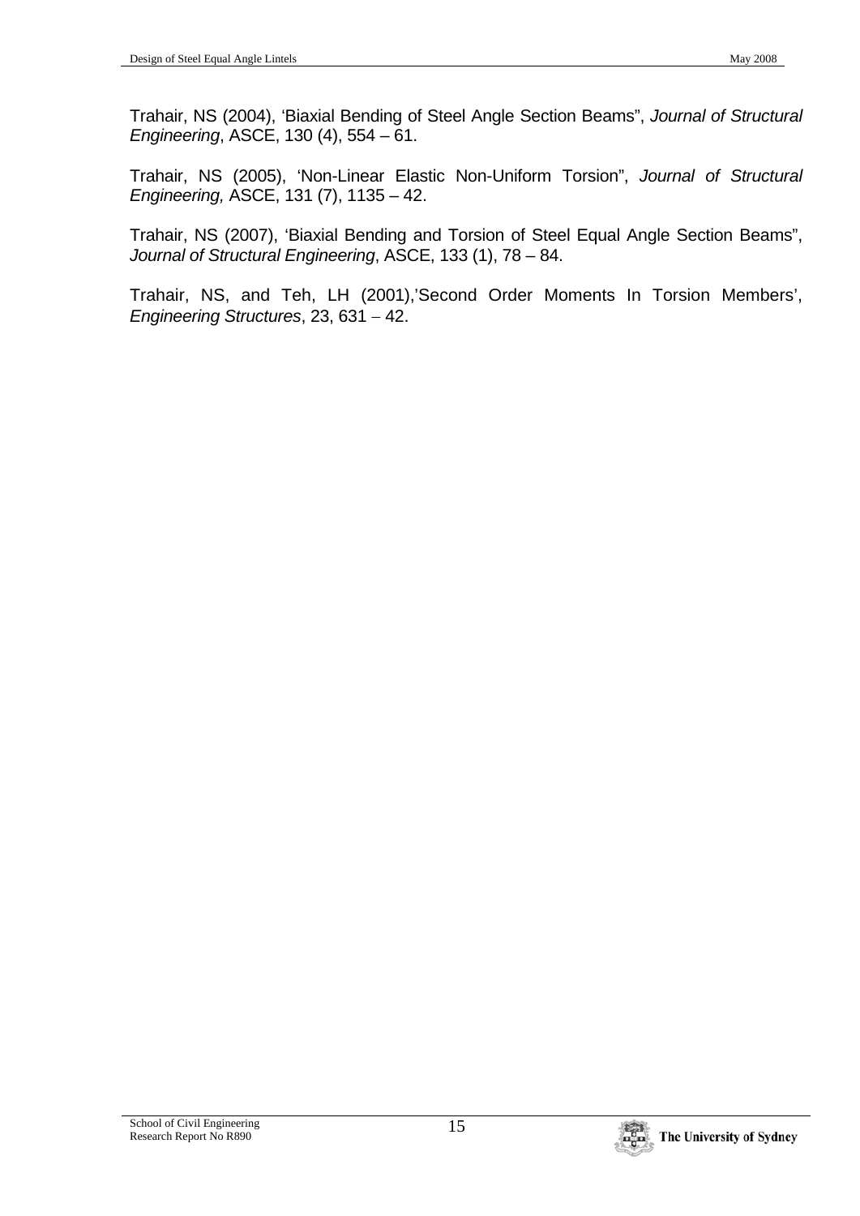Trahair, NS (2004), 'Biaxial Bending of Steel Angle Section Beams", *Journal of Structural Engineering*, ASCE, 130 (4), 554 – 61.

Trahair, NS (2005), 'Non-Linear Elastic Non-Uniform Torsion", *Journal of Structural Engineering,* ASCE, 131 (7), 1135 – 42.

Trahair, NS (2007), 'Biaxial Bending and Torsion of Steel Equal Angle Section Beams", *Journal of Structural Engineering*, ASCE, 133 (1), 78 – 84.

Trahair, NS, and Teh, LH (2001),'Second Order Moments In Torsion Members', *Engineering Structures*, 23, 631 – 42.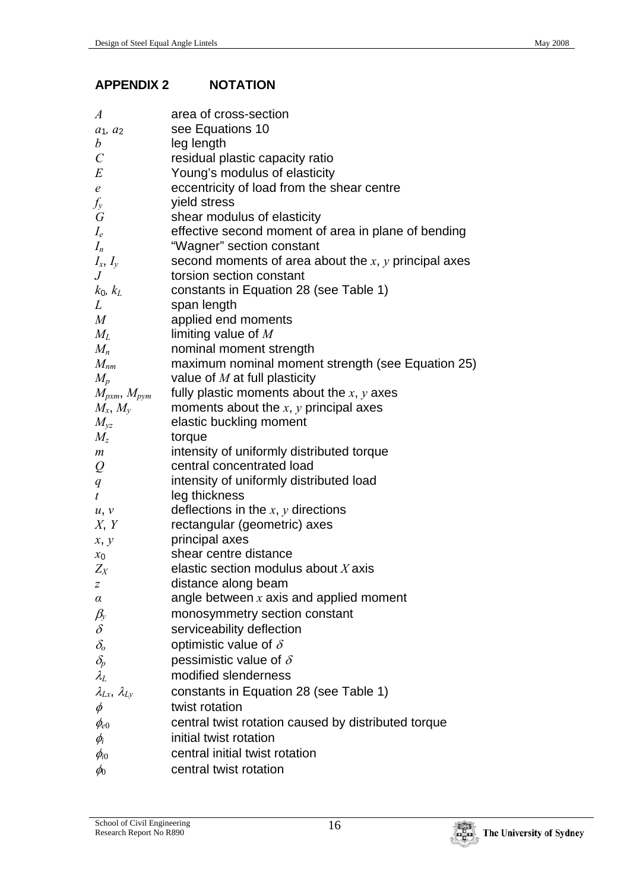## APPENDIX 2 NOTATION

| | |
|---|---|
| $A$ | area of cross-section |
| $a_1$, $a_2$ | see Equations 10 |
| $b$ | leg length |
| $C$ | residual plastic capacity ratio |
| $E$ | Young's modulus of elasticity |
| $e$ | eccentricity of load from the shear centre |
| $f_y$ | yield stress |
| $G$ | shear modulus of elasticity |
| $I_e$ | effective second moment of area in plane of bending |
| $I_n$ | "Wagner" section constant |
| $I_x$, $I_y$ | second moments of area about the $x$, $y$ principal axes |
| $J$ | torsion section constant |
| $k_0$, $k_L$ | constants in Equation 28 (see Table 1) |
| $L$ | span length |
| $M$ | applied end moments |
| $M_L$ | limiting value of $M$ |
| $M_n$ | nominal moment strength |
| $M_{nm}$ | maximum nominal moment strength (see Equation 25) |
| $M_p$ | value of $M$ at full plasticity |
| $M_{pxm}$, $M_{pym}$ | fully plastic moments about the $x$, $y$ axes |
| $M_x$, $M_y$ | moments about the $x$, $y$ principal axes |
| $M_{yz}$ | elastic buckling moment |
| $M_z$ | torque |
| $m$ | intensity of uniformly distributed torque |
| $Q$ | central concentrated load |
| $q$ | intensity of uniformly distributed load |
| $t$ | leg thickness |
| $u$, $v$ | deflections in the $x$, $y$ directions |
| $X$, $Y$ | rectangular (geometric) axes |
| $x$, $y$ | principal axes |
| $x_0$ | shear centre distance |
| $Z_X$ | elastic section modulus about $X$ axis |
| $z$ | distance along beam |
| $\alpha$ | angle between $x$ axis and applied moment |
| $\beta_y$ | monosymmetry section constant |
| $\delta$ | serviceability deflection |
| $\delta_o$ | optimistic value of $\delta$ |
| $\delta_p$ | pessimistic value of $\delta$ |
| $\lambda_L$ | modified slenderness |
| $\lambda_{Lx}$, $\lambda_{Ly}$ | constants in Equation 28 (see Table 1) |
| $\phi$ | twist rotation |
| $\phi_{e0}$ | central twist rotation caused by distributed torque |
| $\phi_i$ | initial twist rotation |
| $\phi_{i0}$ | central initial twist rotation |
| $\phi_0$ | central twist rotation |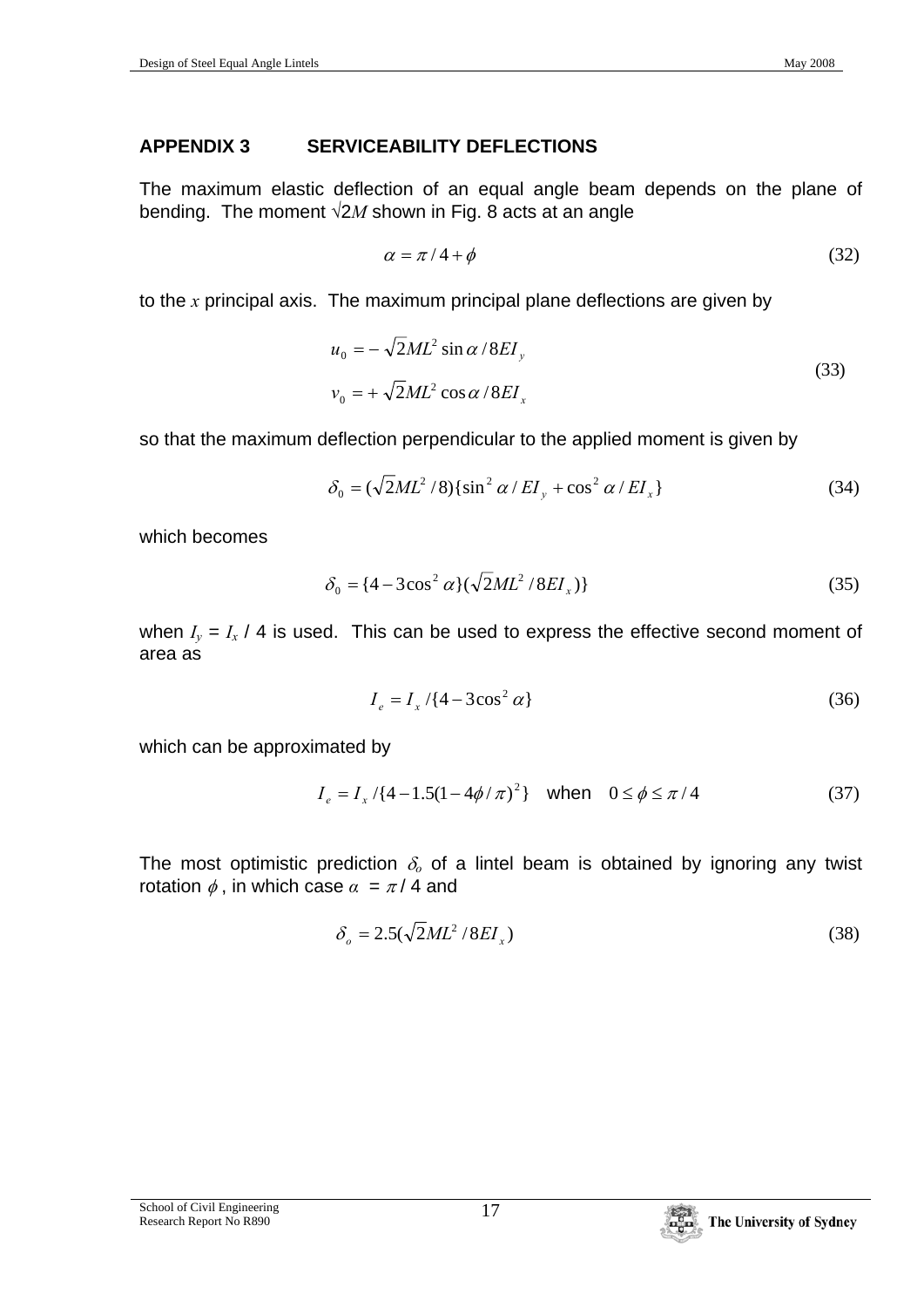## APPENDIX 3 SERVICEABILITY DEFLECTIONS

The maximum elastic deflection of an equal angle beam depends on the plane of bending. The moment $\sqrt{2}M$ shown in Fig. 8 acts at an angle

$$\alpha = \pi / 4 + \phi \tag{32}$$

to the $x$ principal axis. The maximum principal plane deflections are given by

$$\begin{aligned} u_0 &= -\sqrt{2}ML^2 \sin\alpha / 8EI_y \\ v_0 &= +\sqrt{2}ML^2 \cos\alpha / 8EI_x \end{aligned} \tag{33}$$

so that the maximum deflection perpendicular to the applied moment is given by

$$\delta_0 = (\sqrt{2}ML^2 / 8)\{\sin^2\alpha / EI_y + \cos^2\alpha / EI_x\} \tag{34}$$

which becomes

$$\delta_0 = \{4 - 3\cos^2\alpha\}(\sqrt{2}ML^2 / 8EI_x)\} \tag{35}$$

when $I_y = I_x / 4$ is used. This can be used to express the effective second moment of area as

$$I_e = I_x / \{4 - 3\cos^2\alpha\} \tag{36}$$

which can be approximated by

$$I_e = I_x / \{4 - 1.5(1 - 4\phi / \pi)^2\} \quad \text{when} \quad 0 \le \phi \le \pi / 4 \tag{37}$$

The most optimistic prediction $\delta_o$ of a lintel beam is obtained by ignoring any twist rotation $\phi$, in which case $\alpha = \pi / 4$ and

$$\delta_o = 2.5(\sqrt{2}ML^2 / 8EI_x) \tag{38}$$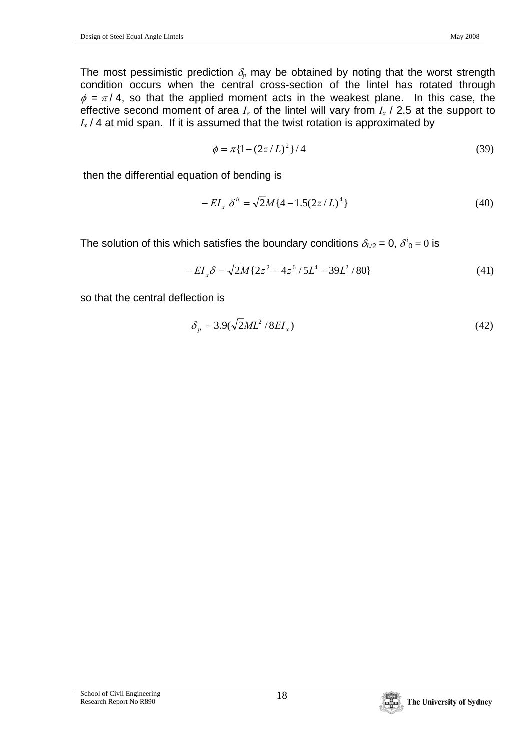The most pessimistic prediction $\delta_p$ may be obtained by noting that the worst strength condition occurs when the central cross-section of the lintel has rotated through $\phi = \pi / 4$, so that the applied moment acts in the weakest plane. In this case, the effective second moment of area $I_e$ of the lintel will vary from $I_x$ / 2.5 at the support to $I_x$ / 4 at mid span. If it is assumed that the twist rotation is approximated by

$$\phi = \pi\{1-(2z/L)^2\}/4 \tag{39}$$

then the differential equation of bending is

$$-EI_x\ \delta^{ii} = \sqrt{2}M\{4-1.5(2z/L)^4\} \tag{40}$$

The solution of this which satisfies the boundary conditions $\delta_{L/2} = 0$, $\delta^{i}{}_0 = 0$ is

$$-EI_x\delta = \sqrt{2}M\{2z^2 - 4z^6/5L^4 - 39L^2/80\} \tag{41}$$

so that the central deflection is

$$\delta_p = 3.9(\sqrt{2}ML^2/8EI_x) \tag{42}$$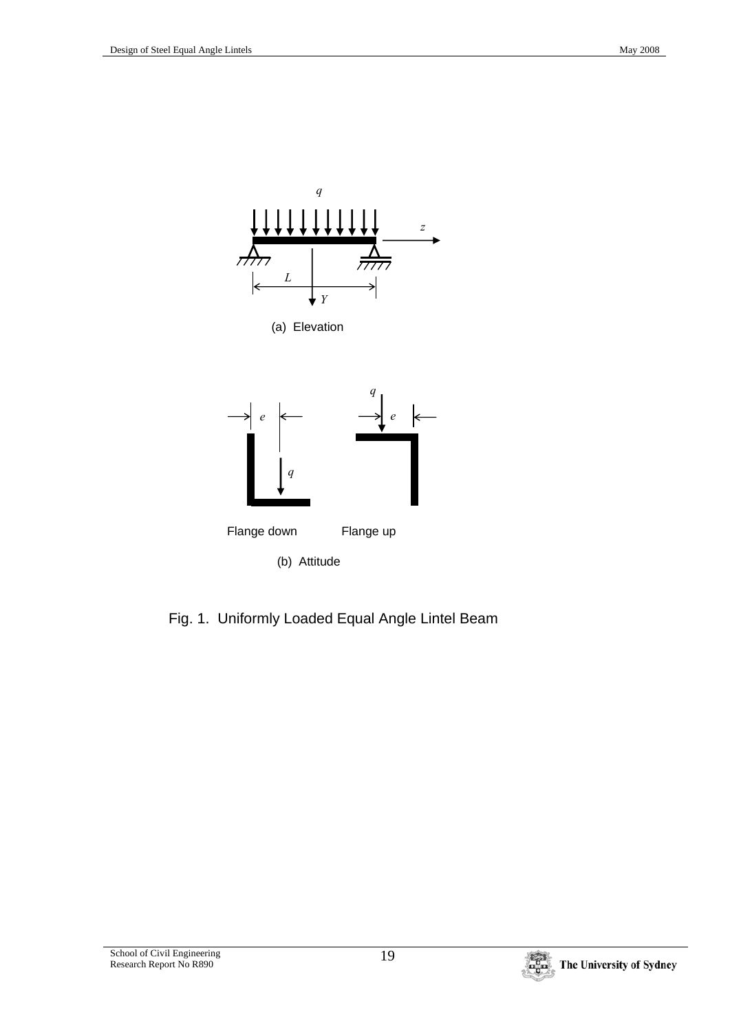Fig. 1. Uniformly Loaded Equal Angle Lintel Beam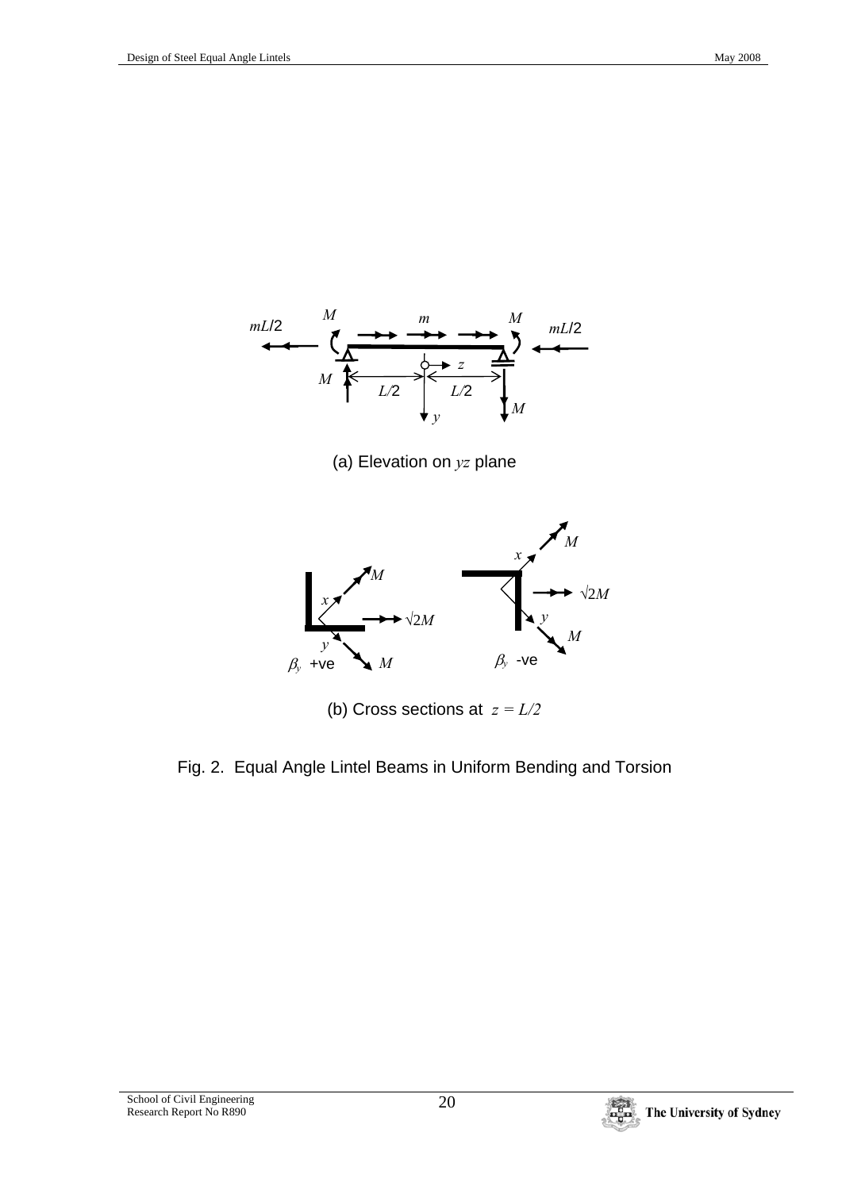(a) Elevation on $yz$ plane

(b) Cross sections at $z = L/2$

Fig. 2. Equal Angle Lintel Beams in Uniform Bending and Torsion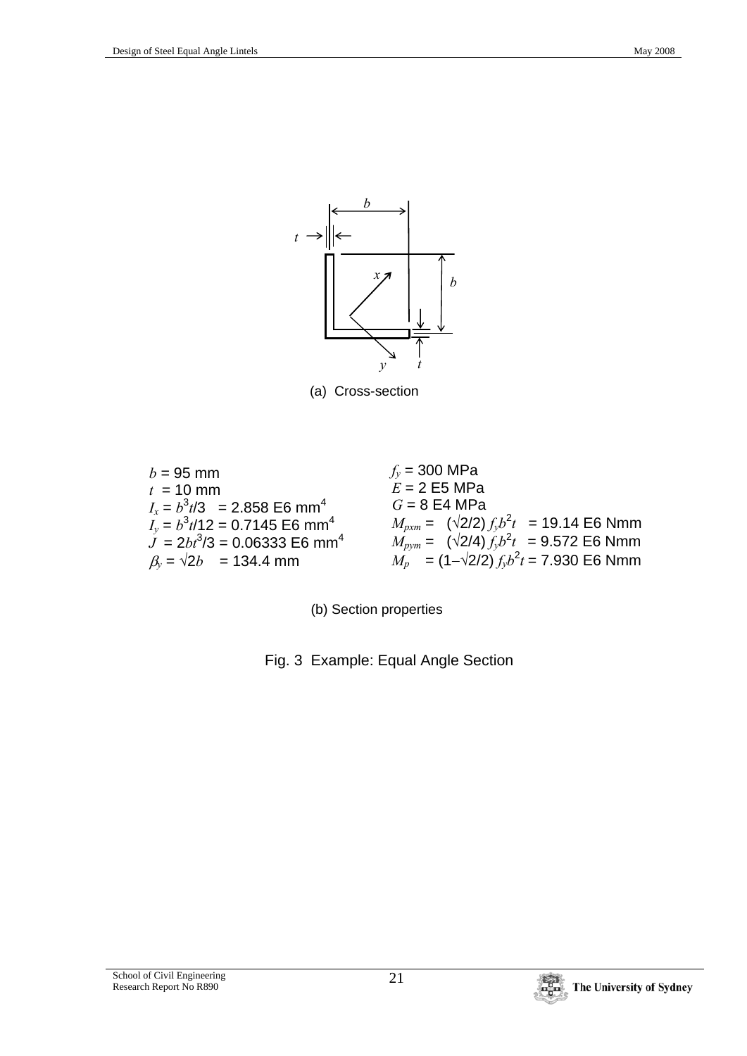(a) Cross-section

$b$ = 95 mm
$t$ = 10 mm
$I_x = b^3t/3$ = 2.858 E6 mm$^4$
$I_y = b^3t/12$ = 0.7145 E6 mm$^4$
$J = 2bt^3/3$ = 0.06333 E6 mm$^4$
$\beta_y = \sqrt{2}b$ = 134.4 mm

$f_y$ = 300 MPa
$E$ = 2 E5 MPa
$G$ = 8 E4 MPa
$M_{pxm} = (\sqrt{2}/2)\, f_y b^2 t$ = 19.14 E6 Nmm
$M_{pym} = (\sqrt{2}/4)\, f_y b^2 t$ = 9.572 E6 Nmm
$M_p = (1-\sqrt{2}/2)\, f_y b^2 t$ = 7.930 E6 Nmm

(b) Section properties

Fig. 3 Example: Equal Angle Section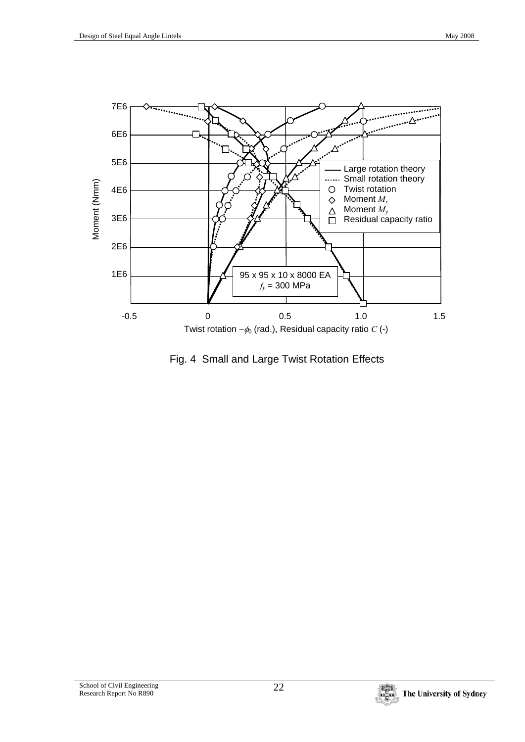Fig. 4 Small and Large Twist Rotation Effects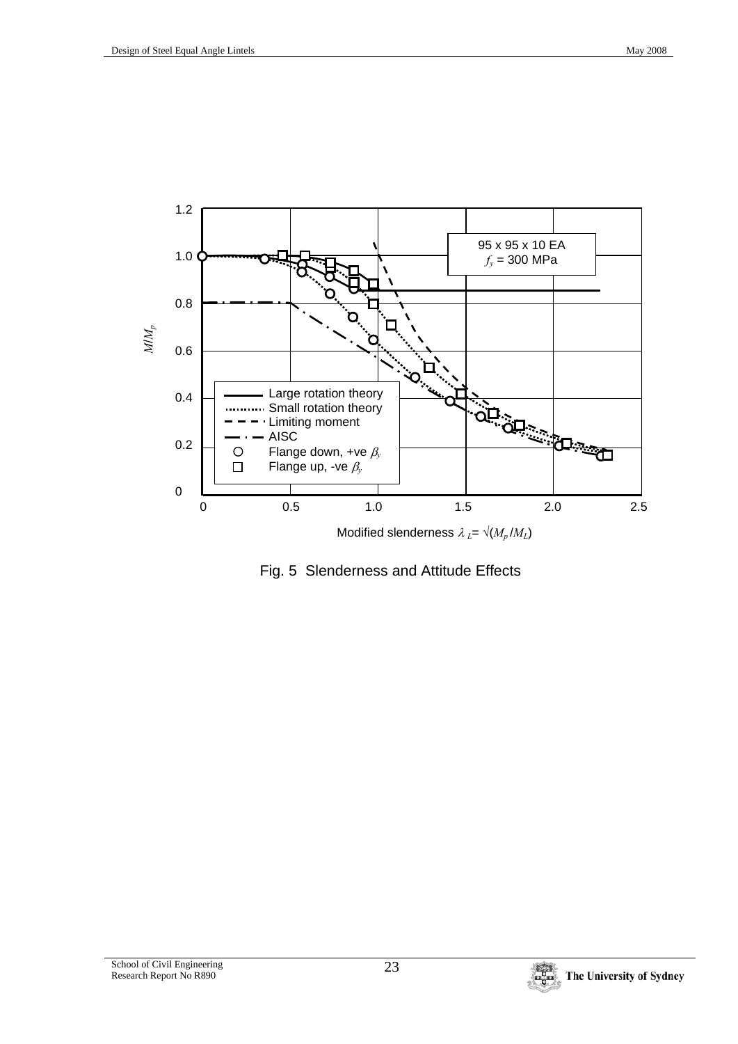Fig. 5 Slenderness and Attitude Effects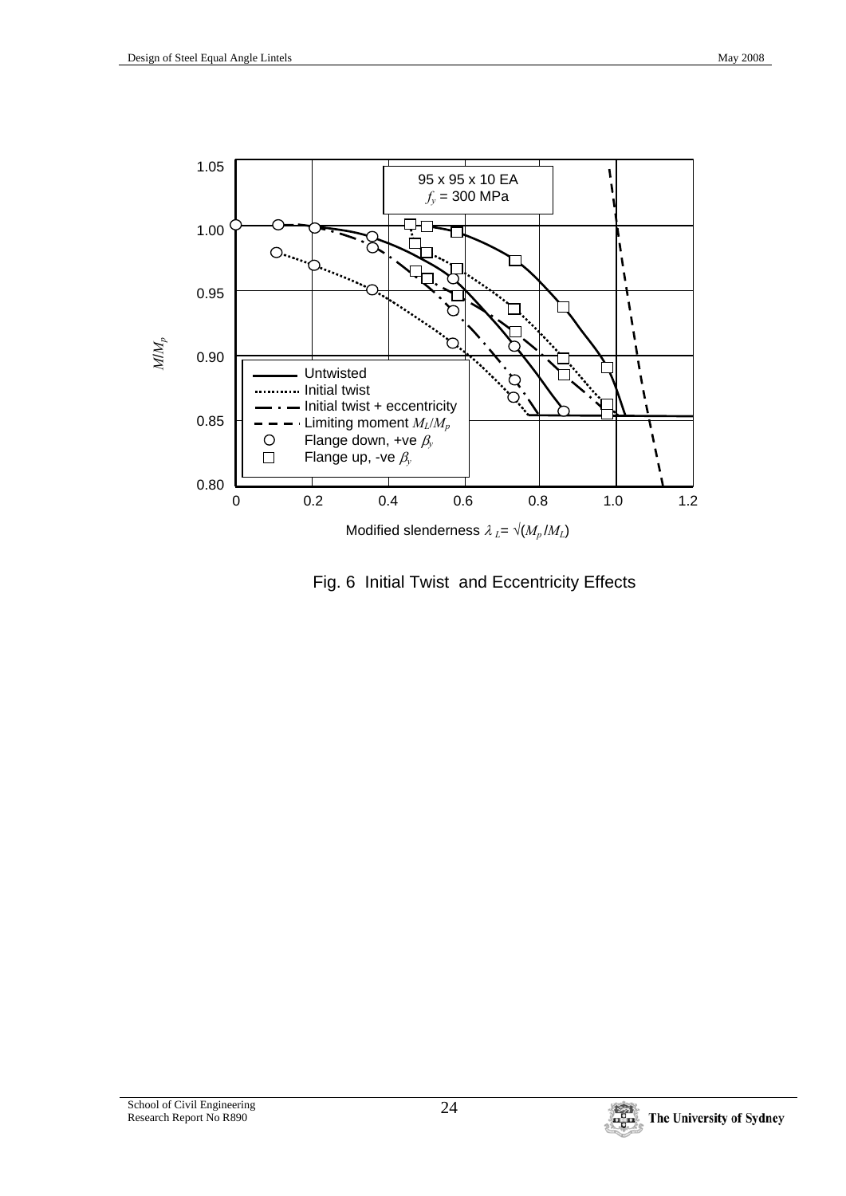Fig. 6 Initial Twist and Eccentricity Effects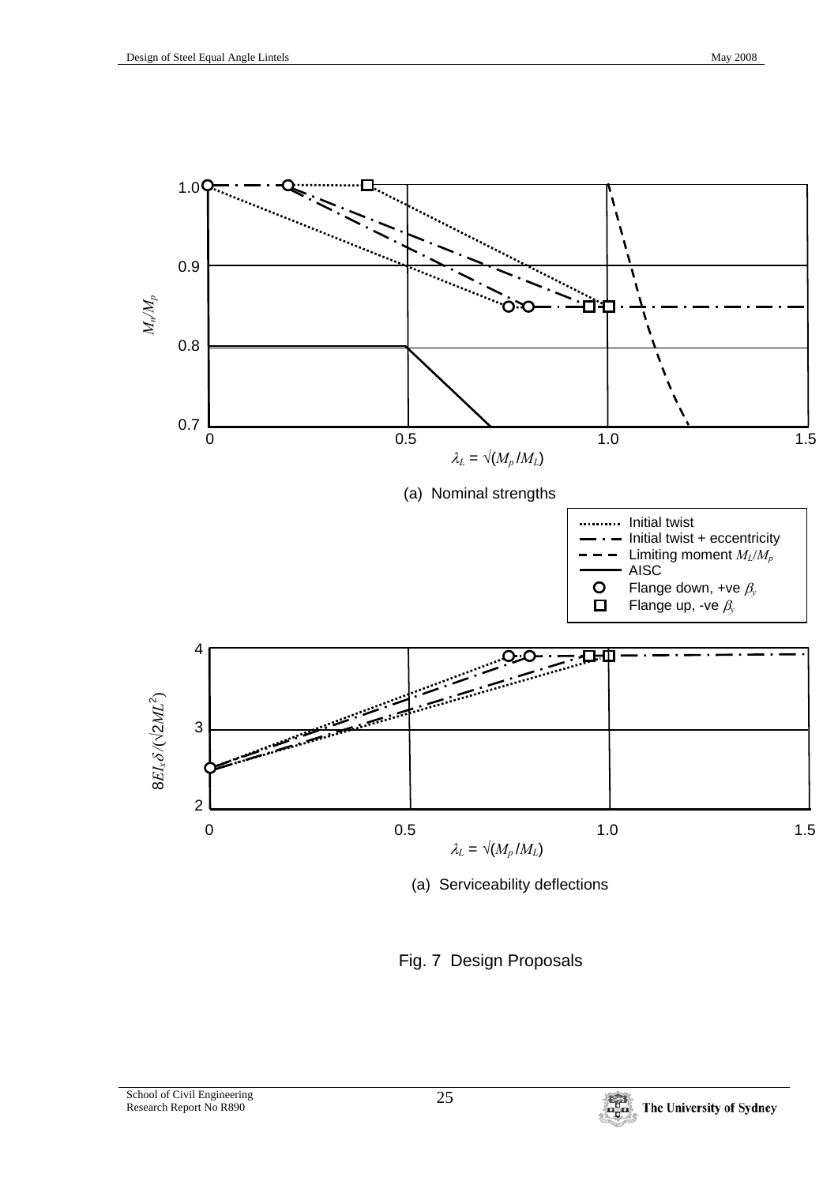1.0

0.9

$M_n/M_p$

0.8

0.7

0 0.5 1.0 1.5

$\lambda_L = \sqrt{(M_p/M_L)}$

(a) Nominal strengths

| | |
|---|---|
| ......... | Initial twist |
| — · — | Initial twist + eccentricity |
| – – – | Limiting moment $M_L/M_p$ |
| —— | AISC |
| O | Flange down, +ve $\beta_y$ |
| □ | Flange up, -ve $\beta_y$ |

4

3

$8EI_x\delta/(\sqrt{2}ML^2)$

2

0 0.5 1.0 1.5

$\lambda_L = \sqrt{(M_p/M_L)}$

(a) Serviceability deflections

Fig. 7 Design Proposals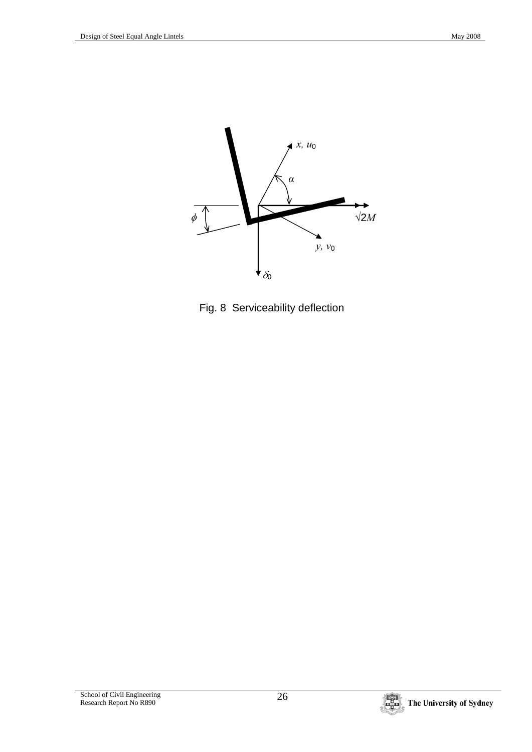$x,\ u_0$

$\alpha$

$\phi$

$\sqrt{2}M$

$y,\ v_0$

$\delta_0$

Fig. 8 Serviceability deflection